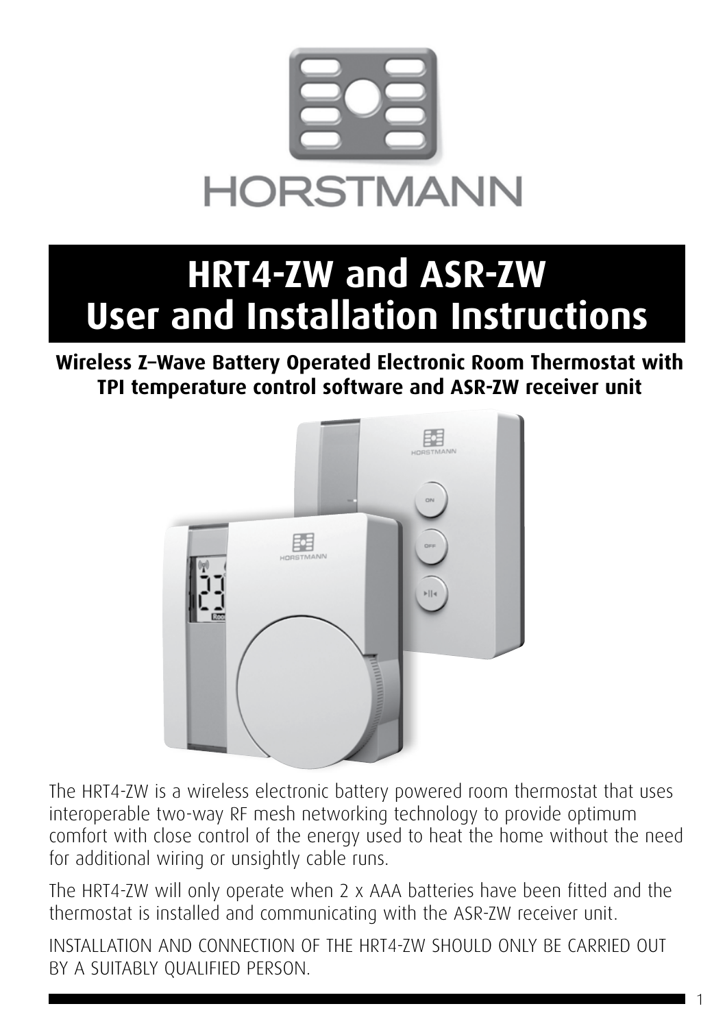HORSTMANN

# HRT4-ZW and ASR-ZW User and Installation Instructions

**Wireless Z–Wave Battery Operated Electronic Room Thermostat with TPI temperature control software and ASR-ZW receiver unit**

The HRT4-ZW is a wireless electronic battery powered room thermostat that uses interoperable two-way RF mesh networking technology to provide optimum comfort with close control of the energy used to heat the home without the need for additional wiring or unsightly cable runs.

The HRT4-ZW will only operate when 2 x AAA batteries have been fitted and the thermostat is installed and communicating with the ASR-ZW receiver unit.

INSTALLATION AND CONNECTION OF THE HRT4-ZW SHOULD ONLY BE CARRIED OUT BY A SUITABLY QUALIFIED PERSON.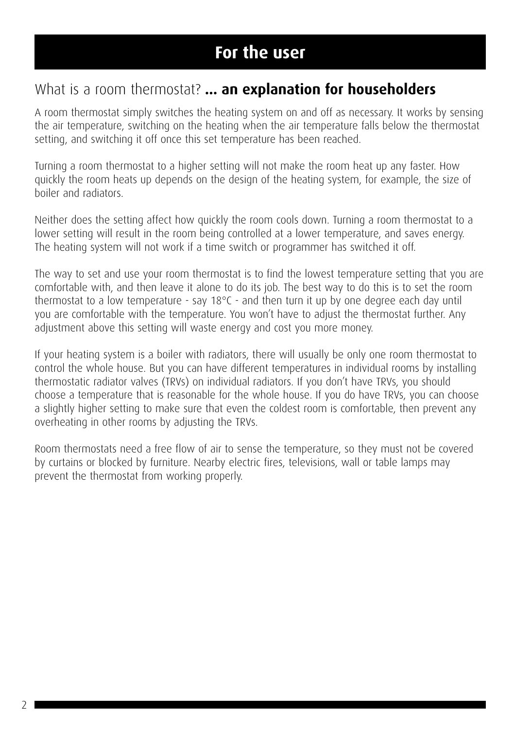# For the user

## What is a room thermostat? **... an explanation for householders**

A room thermostat simply switches the heating system on and off as necessary. It works by sensing the air temperature, switching on the heating when the air temperature falls below the thermostat setting, and switching it off once this set temperature has been reached.

Turning a room thermostat to a higher setting will not make the room heat up any faster. How quickly the room heats up depends on the design of the heating system, for example, the size of boiler and radiators.

Neither does the setting affect how quickly the room cools down. Turning a room thermostat to a lower setting will result in the room being controlled at a lower temperature, and saves energy. The heating system will not work if a time switch or programmer has switched it off.

The way to set and use your room thermostat is to find the lowest temperature setting that you are comfortable with, and then leave it alone to do its job. The best way to do this is to set the room thermostat to a low temperature - say 18°C - and then turn it up by one degree each day until you are comfortable with the temperature. You won't have to adjust the thermostat further. Any adjustment above this setting will waste energy and cost you more money.

If your heating system is a boiler with radiators, there will usually be only one room thermostat to control the whole house. But you can have different temperatures in individual rooms by installing thermostatic radiator valves (TRVs) on individual radiators. If you don't have TRVs, you should choose a temperature that is reasonable for the whole house. If you do have TRVs, you can choose a slightly higher setting to make sure that even the coldest room is comfortable, then prevent any overheating in other rooms by adjusting the TRVs.

Room thermostats need a free flow of air to sense the temperature, so they must not be covered by curtains or blocked by furniture. Nearby electric fires, televisions, wall or table lamps may prevent the thermostat from working properly.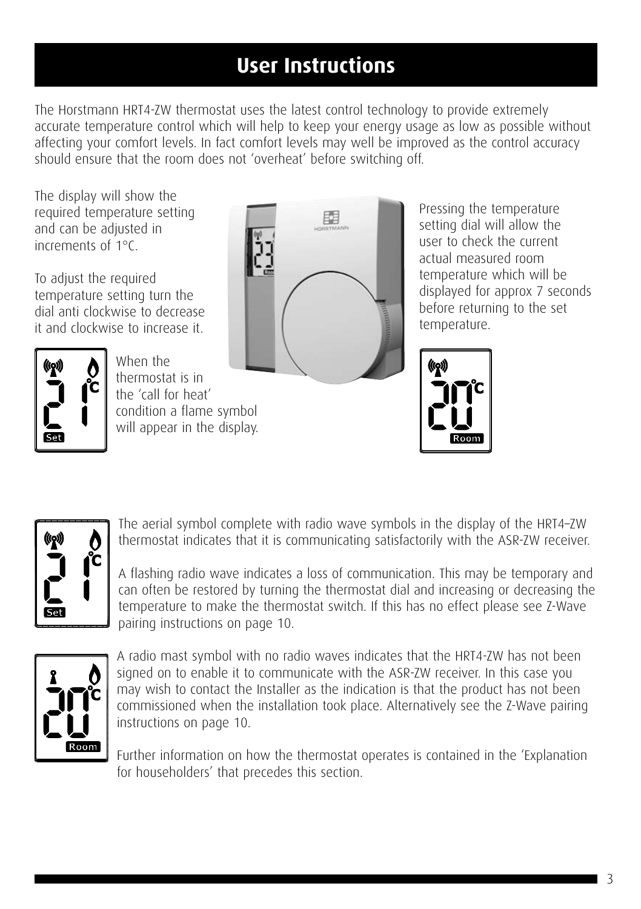# User Instructions

The Horstmann HRT4-ZW thermostat uses the latest control technology to provide extremely accurate temperature control which will help to keep your energy usage as low as possible without affecting your comfort levels. In fact comfort levels may well be improved as the control accuracy should ensure that the room does not 'overheat' before switching off.

The display will show the required temperature setting and can be adjusted in increments of 1°C.

To adjust the required temperature setting turn the dial anti clockwise to decrease it and clockwise to increase it.

When the thermostat is in the 'call for heat' condition a flame symbol will appear in the display.

Pressing the temperature setting dial will allow the user to check the current actual measured room temperature which will be displayed for approx 7 seconds before returning to the set temperature.

The aerial symbol complete with radio wave symbols in the display of the HRT4–ZW thermostat indicates that it is communicating satisfactorily with the ASR-ZW receiver.

A flashing radio wave indicates a loss of communication. This may be temporary and can often be restored by turning the thermostat dial and increasing or decreasing the temperature to make the thermostat switch. If this has no effect please see Z-Wave pairing instructions on page 10.

A radio mast symbol with no radio waves indicates that the HRT4-ZW has not been signed on to enable it to communicate with the ASR-ZW receiver. In this case you may wish to contact the Installer as the indication is that the product has not been commissioned when the installation took place. Alternatively see the Z-Wave pairing instructions on page 10.

Further information on how the thermostat operates is contained in the 'Explanation for householders' that precedes this section.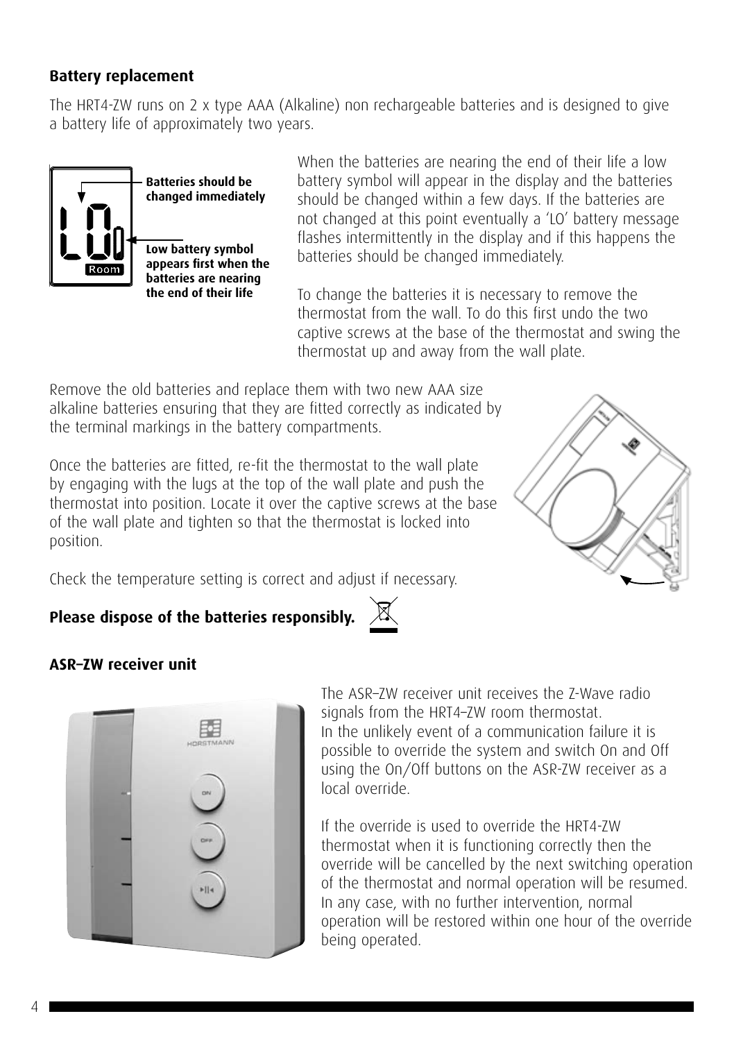## Battery replacement

The HRT4-ZW runs on 2 x type AAA (Alkaline) non rechargeable batteries and is designed to give a battery life of approximately two years.

**Batteries should be changed immediately**

**Low battery symbol appears first when the batteries are nearing the end of their life**

When the batteries are nearing the end of their life a low battery symbol will appear in the display and the batteries should be changed within a few days. If the batteries are not changed at this point eventually a 'LO' battery message flashes intermittently in the display and if this happens the batteries should be changed immediately.

To change the batteries it is necessary to remove the thermostat from the wall. To do this first undo the two captive screws at the base of the thermostat and swing the thermostat up and away from the wall plate.

Remove the old batteries and replace them with two new AAA size alkaline batteries ensuring that they are fitted correctly as indicated by the terminal markings in the battery compartments.

Once the batteries are fitted, re-fit the thermostat to the wall plate by engaging with the lugs at the top of the wall plate and push the thermostat into position. Locate it over the captive screws at the base of the wall plate and tighten so that the thermostat is locked into position.

Check the temperature setting is correct and adjust if necessary.

**Please dispose of the batteries responsibly.**

## ASR–ZW receiver unit

The ASR–ZW receiver unit receives the Z-Wave radio signals from the HRT4–ZW room thermostat.
In the unlikely event of a communication failure it is possible to override the system and switch On and Off using the On/Off buttons on the ASR-ZW receiver as a local override.

If the override is used to override the HRT4-ZW thermostat when it is functioning correctly then the override will be cancelled by the next switching operation of the thermostat and normal operation will be resumed. In any case, with no further intervention, normal operation will be restored within one hour of the override being operated.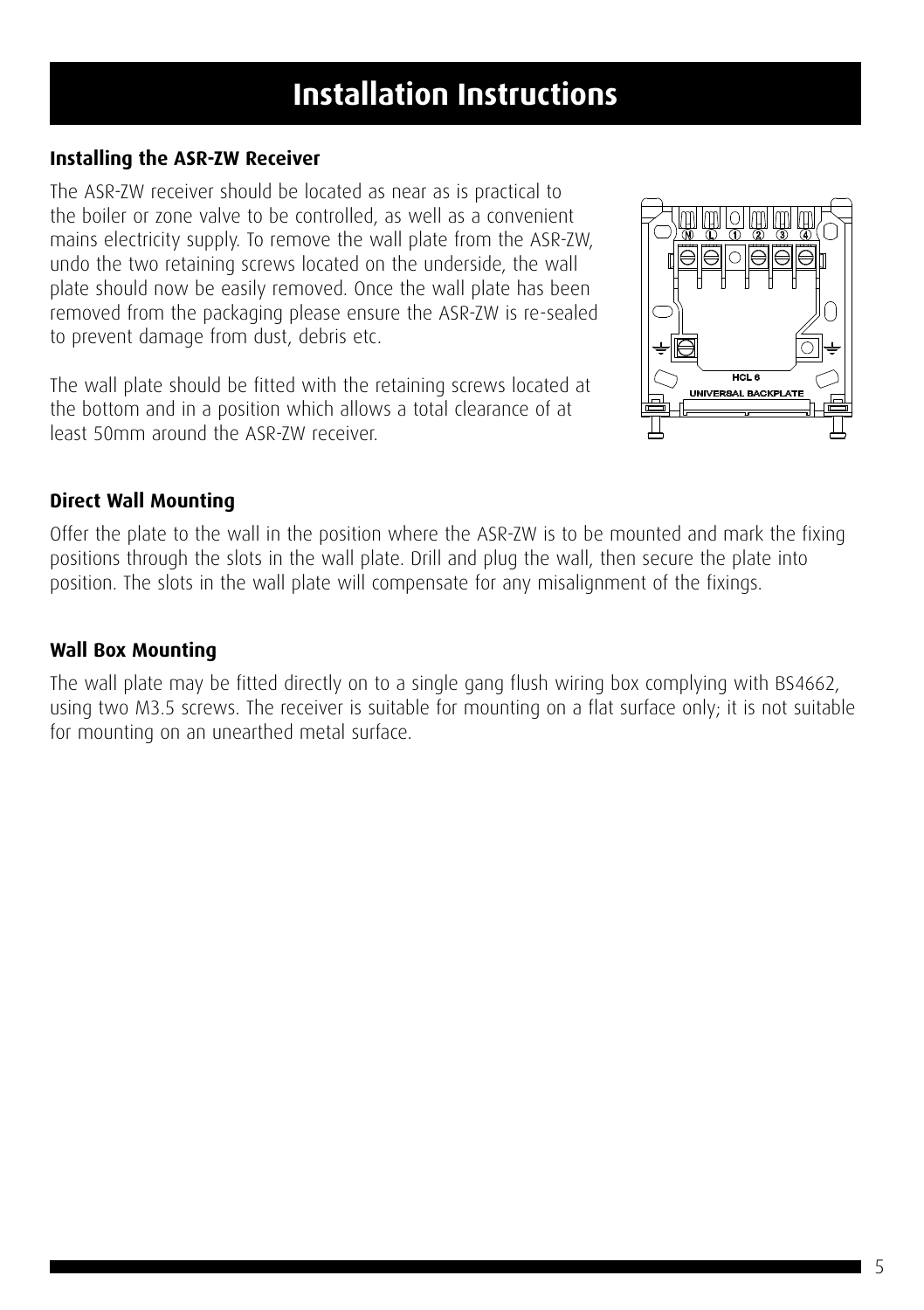# Installation Instructions

### Installing the ASR-ZW Receiver

The ASR-ZW receiver should be located as near as is practical to the boiler or zone valve to be controlled, as well as a convenient mains electricity supply. To remove the wall plate from the ASR-ZW, undo the two retaining screws located on the underside, the wall plate should now be easily removed. Once the wall plate has been removed from the packaging please ensure the ASR-ZW is re-sealed to prevent damage from dust, debris etc.

The wall plate should be fitted with the retaining screws located at the bottom and in a position which allows a total clearance of at least 50mm around the ASR-ZW receiver.

### Direct Wall Mounting

Offer the plate to the wall in the position where the ASR-ZW is to be mounted and mark the fixing positions through the slots in the wall plate. Drill and plug the wall, then secure the plate into position. The slots in the wall plate will compensate for any misalignment of the fixings.

### Wall Box Mounting

The wall plate may be fitted directly on to a single gang flush wiring box complying with BS4662, using two M3.5 screws. The receiver is suitable for mounting on a flat surface only; it is not suitable for mounting on an unearthed metal surface.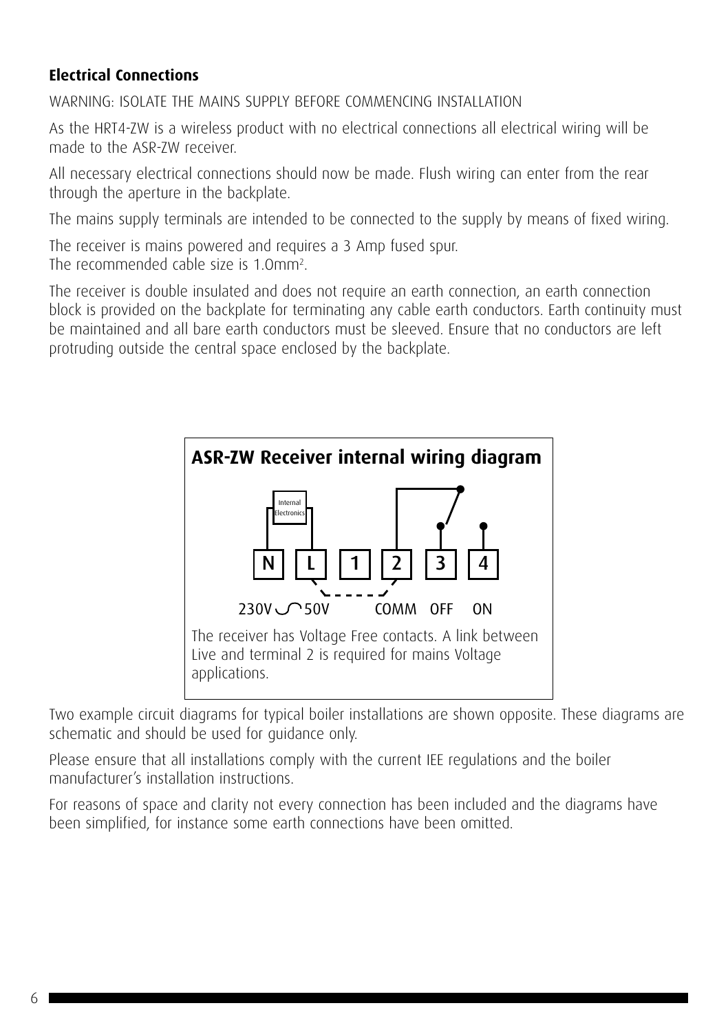## Electrical Connections

WARNING: ISOLATE THE MAINS SUPPLY BEFORE COMMENCING INSTALLATION

As the HRT4-ZW is a wireless product with no electrical connections all electrical wiring will be made to the ASR-ZW receiver.

All necessary electrical connections should now be made. Flush wiring can enter from the rear through the aperture in the backplate.

The mains supply terminals are intended to be connected to the supply by means of fixed wiring.

The receiver is mains powered and requires a 3 Amp fused spur.
The recommended cable size is 1.0mm$^2$.

The receiver is double insulated and does not require an earth connection, an earth connection block is provided on the backplate for terminating any cable earth conductors. Earth continuity must be maintained and all bare earth conductors must be sleeved. Ensure that no conductors are left protruding outside the central space enclosed by the backplate.

**ASR-ZW Receiver internal wiring diagram**

Internal Electronics

N L 1 2 3 4

230V ∿ 50V COMM OFF ON

The receiver has Voltage Free contacts. A link between Live and terminal 2 is required for mains Voltage applications.

Two example circuit diagrams for typical boiler installations are shown opposite. These diagrams are schematic and should be used for guidance only.

Please ensure that all installations comply with the current IEE regulations and the boiler manufacturer's installation instructions.

For reasons of space and clarity not every connection has been included and the diagrams have been simplified, for instance some earth connections have been omitted.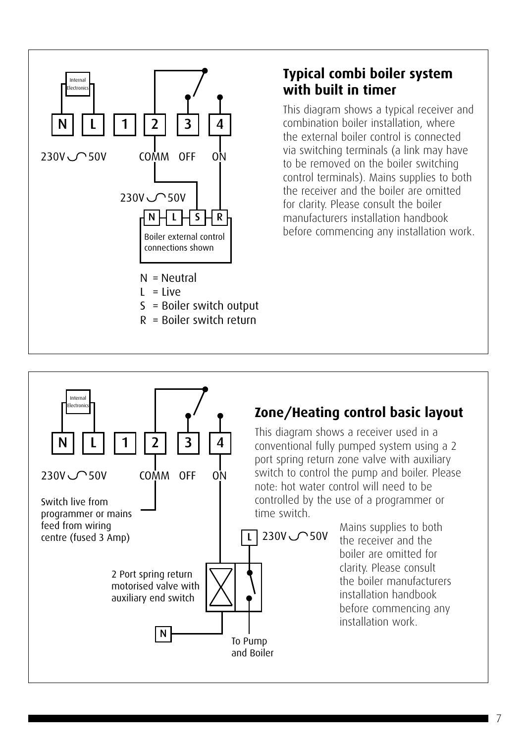## Typical combi boiler system with built in timer

This diagram shows a typical receiver and combination boiler installation, where the external boiler control is connected via switching terminals (a link may have to be removed on the boiler switching control terminals). Mains supplies to both the receiver and the boiler are omitted for clarity. Please consult the boiler manufacturers installation handbook before commencing any installation work.

Internal Electronics

N | L | 1 | 2 | 3 | 4

230V ~ 50V    COMM    OFF    ON

230V ~ 50V

N | L | S | R

Boiler external control connections shown

- N = Neutral
- L = Live
- S = Boiler switch output
- R = Boiler switch return

## Zone/Heating control basic layout

This diagram shows a receiver used in a conventional fully pumped system using a 2 port spring return zone valve with auxiliary switch to control the pump and boiler. Please note: hot water control will need to be controlled by the use of a programmer or time switch.

Mains supplies to both the receiver and the boiler are omitted for clarity. Please consult the boiler manufacturers installation handbook before commencing any installation work.

Internal Electronics

N | L | 1 | 2 | 3 | 4

230V ~ 50V    COMM    OFF    ON

Switch live from programmer or mains feed from wiring centre (fused 3 Amp)

L  230V ~ 50V

2 Port spring return motorised valve with auxiliary end switch

N

To Pump and Boiler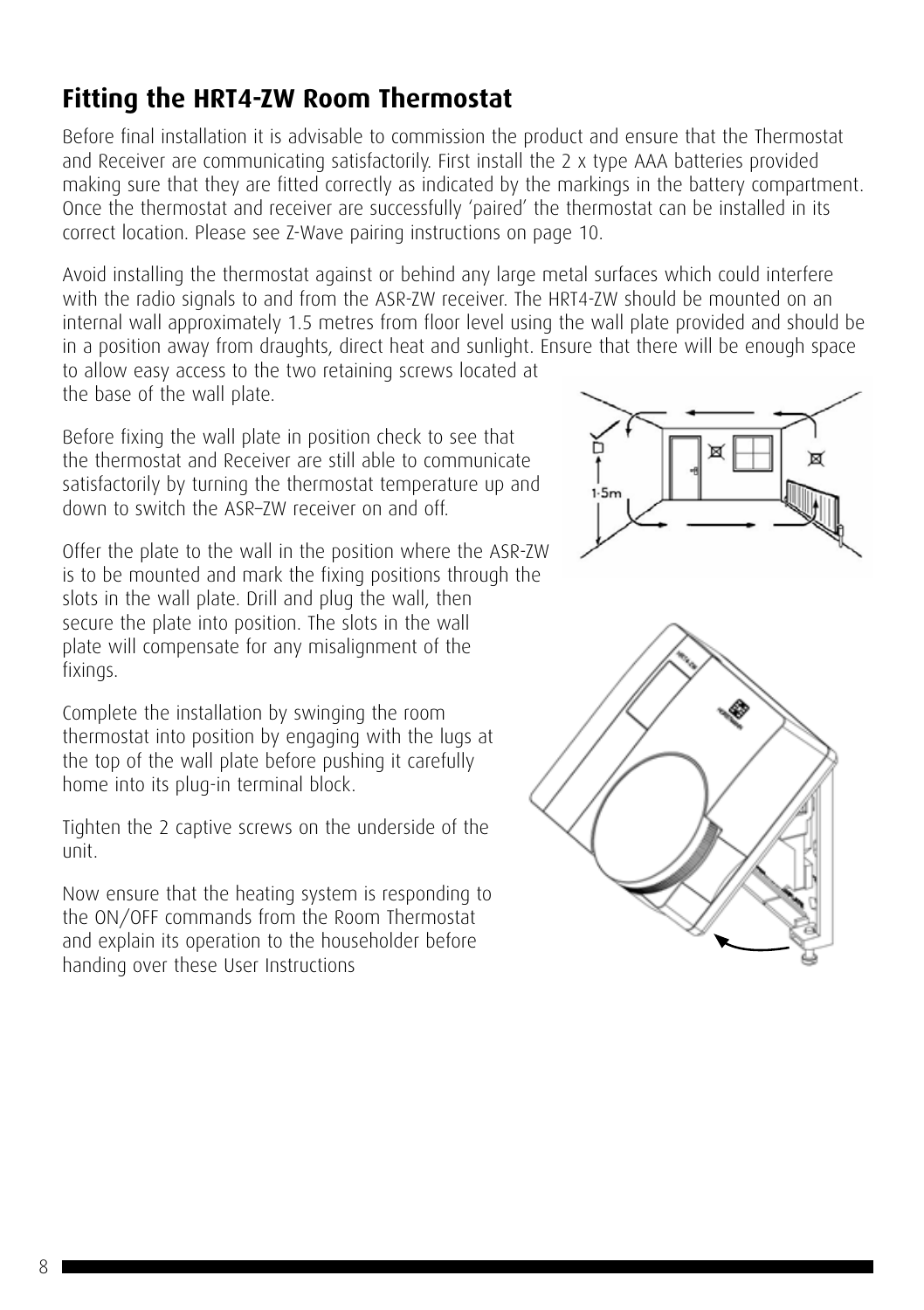## Fitting the HRT4-ZW Room Thermostat

Before final installation it is advisable to commission the product and ensure that the Thermostat and Receiver are communicating satisfactorily. First install the 2 x type AAA batteries provided making sure that they are fitted correctly as indicated by the markings in the battery compartment. Once the thermostat and receiver are successfully 'paired' the thermostat can be installed in its correct location. Please see Z-Wave pairing instructions on page 10.

Avoid installing the thermostat against or behind any large metal surfaces which could interfere with the radio signals to and from the ASR-ZW receiver. The HRT4-ZW should be mounted on an internal wall approximately 1.5 metres from floor level using the wall plate provided and should be in a position away from draughts, direct heat and sunlight. Ensure that there will be enough space to allow easy access to the two retaining screws located at the base of the wall plate.

Before fixing the wall plate in position check to see that the thermostat and Receiver are still able to communicate satisfactorily by turning the thermostat temperature up and down to switch the ASR–ZW receiver on and off.

Offer the plate to the wall in the position where the ASR-ZW is to be mounted and mark the fixing positions through the slots in the wall plate. Drill and plug the wall, then secure the plate into position. The slots in the wall plate will compensate for any misalignment of the fixings.

Complete the installation by swinging the room thermostat into position by engaging with the lugs at the top of the wall plate before pushing it carefully home into its plug-in terminal block.

Tighten the 2 captive screws on the underside of the unit.

Now ensure that the heating system is responding to the ON/OFF commands from the Room Thermostat and explain its operation to the householder before handing over these User Instructions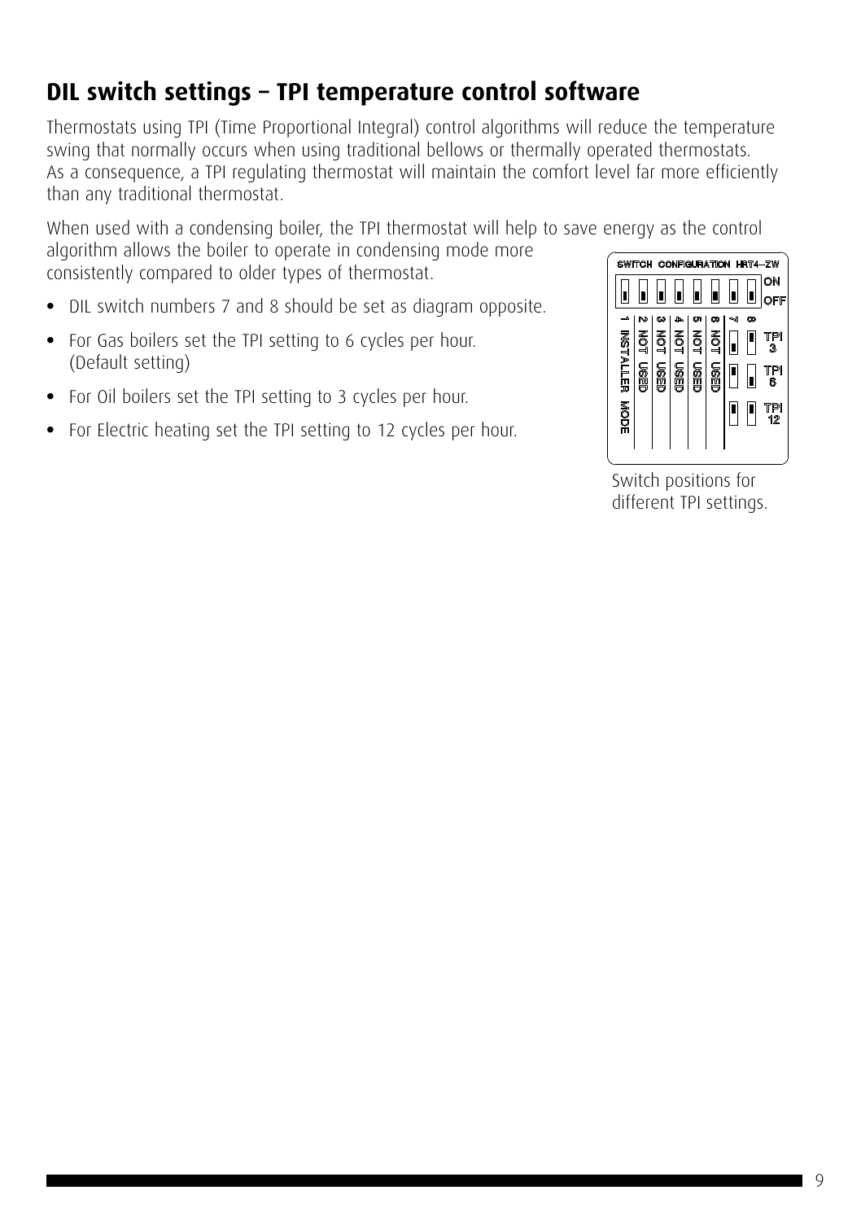## DIL switch settings – TPI temperature control software

Thermostats using TPI (Time Proportional Integral) control algorithms will reduce the temperature swing that normally occurs when using traditional bellows or thermally operated thermostats. As a consequence, a TPI regulating thermostat will maintain the comfort level far more efficiently than any traditional thermostat.

When used with a condensing boiler, the TPI thermostat will help to save energy as the control algorithm allows the boiler to operate in condensing mode more consistently compared to older types of thermostat.

- DIL switch numbers 7 and 8 should be set as diagram opposite.
- For Gas boilers set the TPI setting to 6 cycles per hour. (Default setting)
- For Oil boilers set the TPI setting to 3 cycles per hour.
- For Electric heating set the TPI setting to 12 cycles per hour.

SWITCH CONFIGURATION HRT4–ZW

ON / OFF

1 INSTALLER MODE, 2 NOT USED, 3 NOT USED, 4 NOT USED, 5 NOT USED, 6 NOT USED, 7, 8

TPI 3, TPI 6, TPI 12

Switch positions for different TPI settings.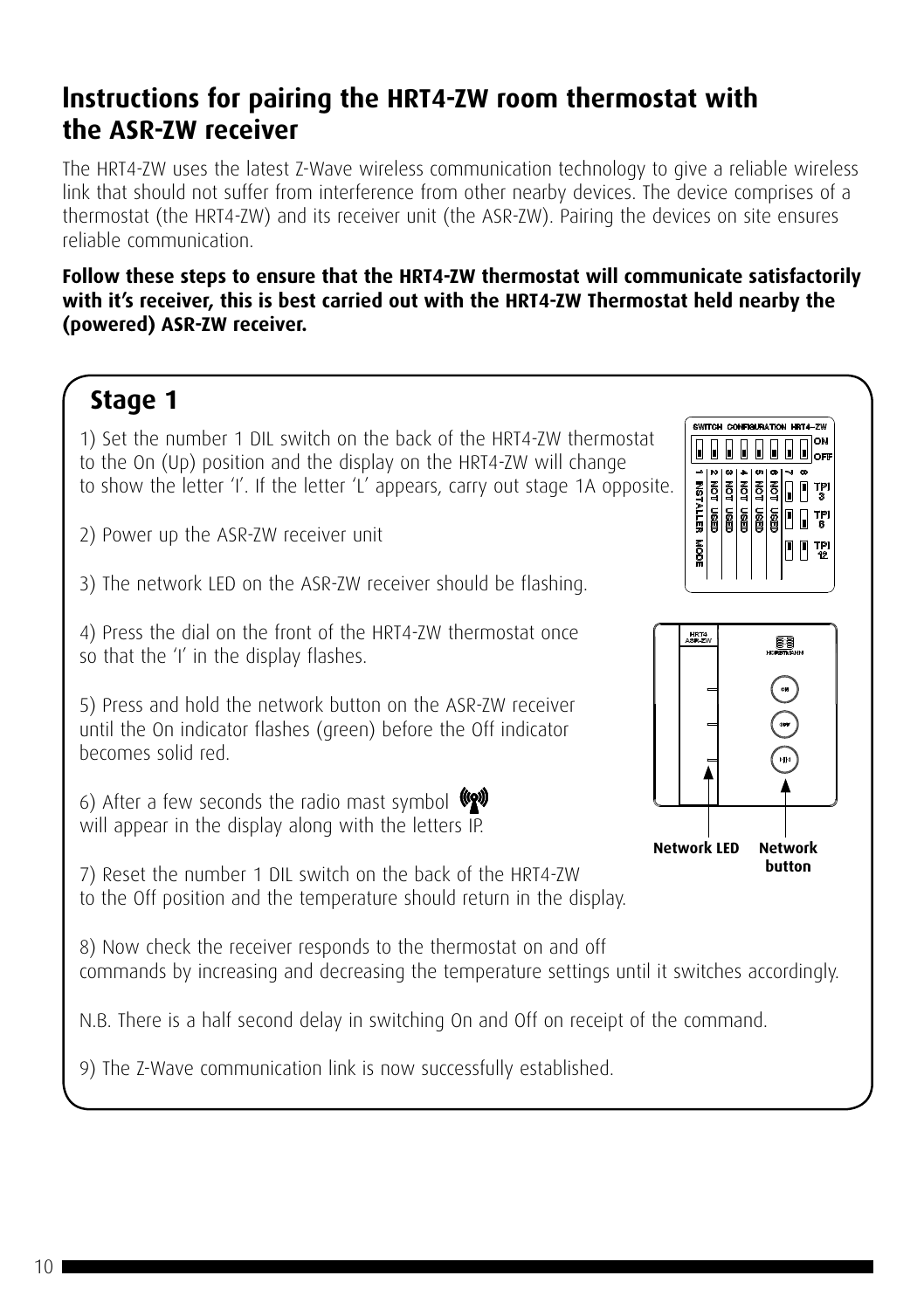# Instructions for pairing the HRT4-ZW room thermostat with the ASR-ZW receiver

The HRT4-ZW uses the latest Z-Wave wireless communication technology to give a reliable wireless link that should not suffer from interference from other nearby devices. The device comprises of a thermostat (the HRT4-ZW) and its receiver unit (the ASR-ZW). Pairing the devices on site ensures reliable communication.

**Follow these steps to ensure that the HRT4-ZW thermostat will communicate satisfactorily with it's receiver, this is best carried out with the HRT4-ZW Thermostat held nearby the (powered) ASR-ZW receiver.**

## Stage 1

1) Set the number 1 DIL switch on the back of the HRT4-ZW thermostat to the On (Up) position and the display on the HRT4-ZW will change to show the letter 'I'. If the letter 'L' appears, carry out stage 1A opposite.

2) Power up the ASR-ZW receiver unit

3) The network LED on the ASR-ZW receiver should be flashing.

4) Press the dial on the front of the HRT4-ZW thermostat once so that the 'I' in the display flashes.

5) Press and hold the network button on the ASR-ZW receiver until the On indicator flashes (green) before the Off indicator becomes solid red.

6) After a few seconds the radio mast symbol will appear in the display along with the letters IP.

7) Reset the number 1 DIL switch on the back of the HRT4-ZW to the Off position and the temperature should return in the display.

8) Now check the receiver responds to the thermostat on and off commands by increasing and decreasing the temperature settings until it switches accordingly.

N.B. There is a half second delay in switching On and Off on receipt of the command.

9) The Z-Wave communication link is now successfully established.

SWITCH CONFIGURATION HRT4-ZW

ON / OFF

1 INSTALLER MODE, 2 NOT USED, 3 NOT USED, 4 NOT USED, 5 NOT USED, 6 NOT USED, 7, 8: TPI 3, TPI 6, TPI 12

**Network LED** **Network button**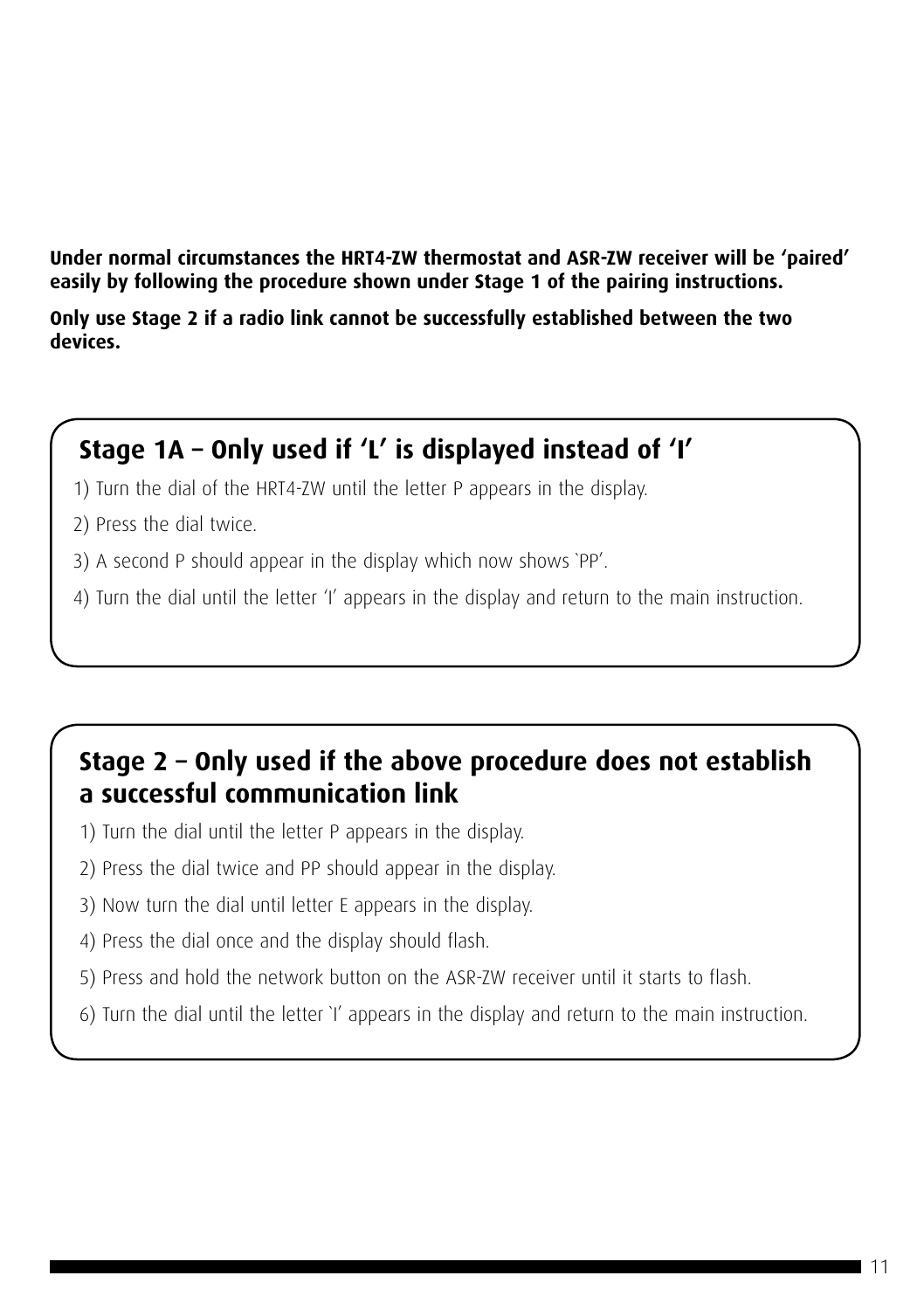**Under normal circumstances the HRT4-ZW thermostat and ASR-ZW receiver will be 'paired' easily by following the procedure shown under Stage 1 of the pairing instructions.**

**Only use Stage 2 if a radio link cannot be successfully established between the two devices.**

## Stage 1A – Only used if 'L' is displayed instead of 'I'

1) Turn the dial of the HRT4-ZW until the letter P appears in the display.
2) Press the dial twice.
3) A second P should appear in the display which now shows `PP'.
4) Turn the dial until the letter 'I' appears in the display and return to the main instruction.

## Stage 2 – Only used if the above procedure does not establish a successful communication link

1) Turn the dial until the letter P appears in the display.
2) Press the dial twice and PP should appear in the display.
3) Now turn the dial until letter E appears in the display.
4) Press the dial once and the display should flash.
5) Press and hold the network button on the ASR-ZW receiver until it starts to flash.
6) Turn the dial until the letter `I' appears in the display and return to the main instruction.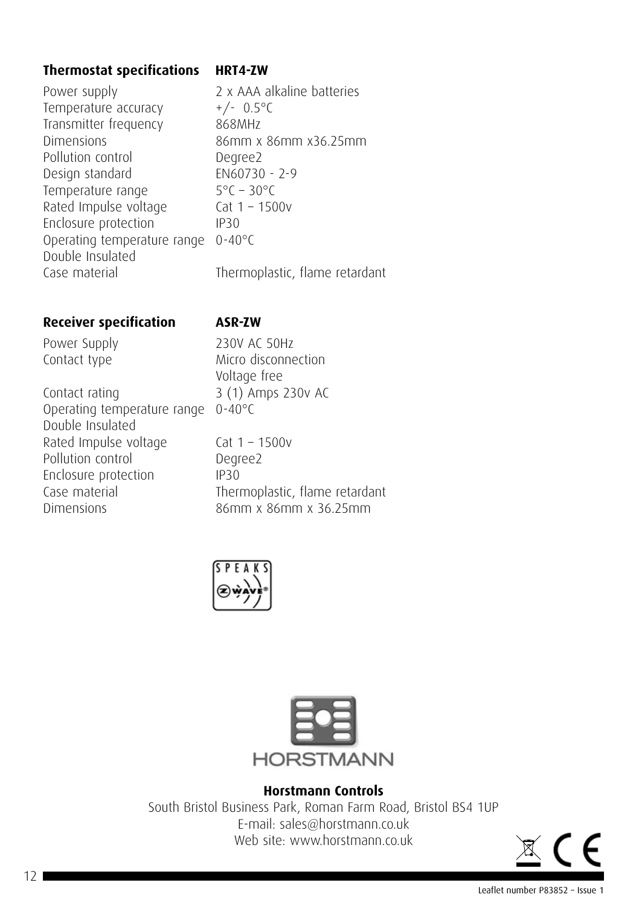## Thermostat specifications HRT4-ZW

| | |
|---|---|
| Power supply | 2 x AAA alkaline batteries |
| Temperature accuracy | +/- 0.5°C |
| Transmitter frequency | 868MHz |
| Dimensions | 86mm x 86mm x36.25mm |
| Pollution control | Degree2 |
| Design standard | EN60730 - 2-9 |
| Temperature range | 5°C – 30°C |
| Rated Impulse voltage | Cat 1 – 1500v |
| Enclosure protection | IP30 |
| Operating temperature range | 0-40°C |
| Double Insulated | |
| Case material | Thermoplastic, flame retardant |

## Receiver specification ASR-ZW

| | |
|---|---|
| Power Supply | 230V AC 50Hz |
| Contact type | Micro disconnection<br>Voltage free |
| Contact rating | 3 (1) Amps 230v AC |
| Operating temperature range | 0-40°C |
| Double Insulated | |
| Rated Impulse voltage | Cat 1 – 1500v |
| Pollution control | Degree2 |
| Enclosure protection | IP30 |
| Case material | Thermoplastic, flame retardant |
| Dimensions | 86mm x 86mm x 36.25mm |

SPEAKS Z-WAVE®

HORSTMANN

**Horstmann Controls**

South Bristol Business Park, Roman Farm Road, Bristol BS4 1UP

E-mail: sales@horstmann.co.uk

Web site: www.horstmann.co.uk

CE

Leaflet number P83852 – Issue 1